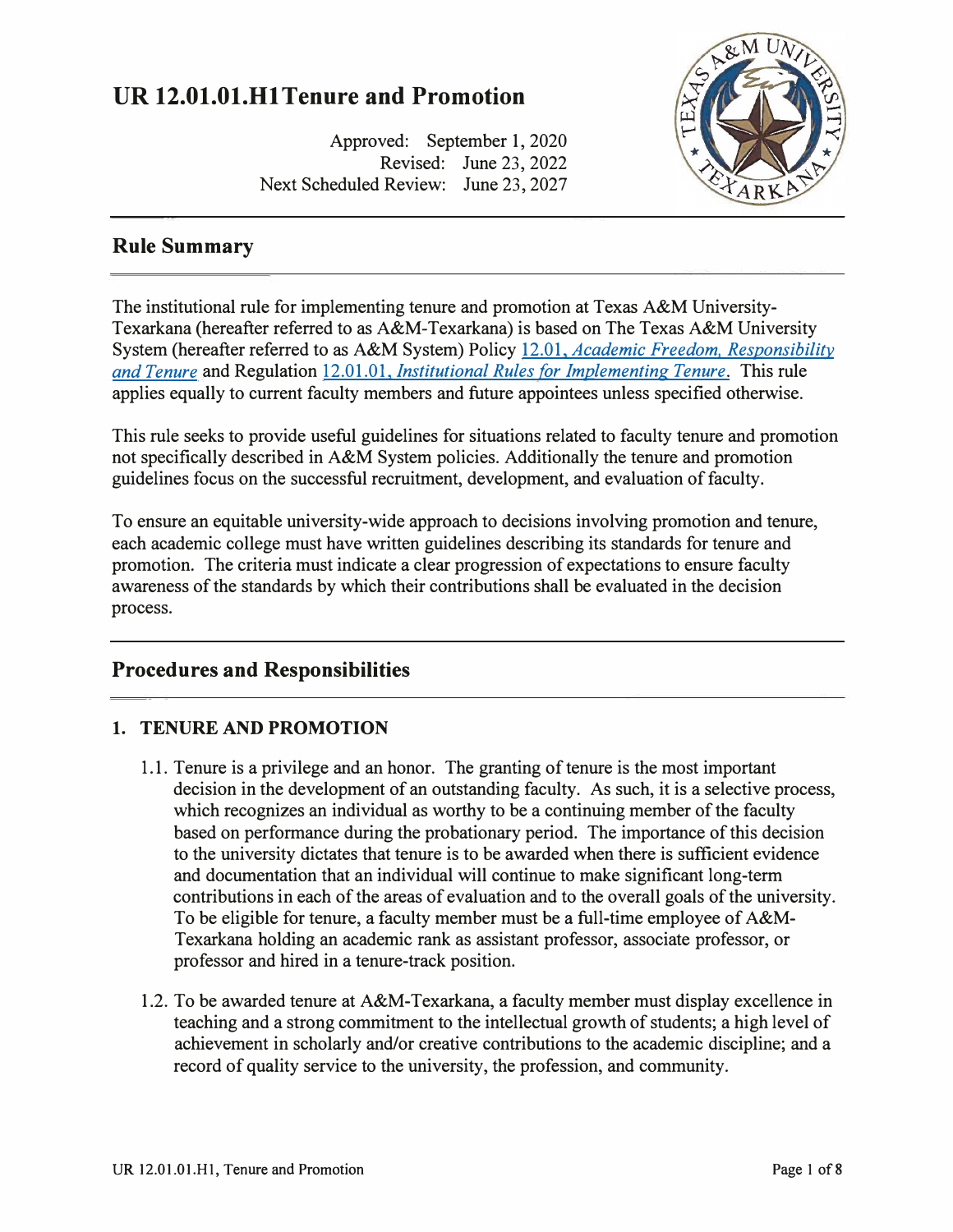# UR 12.01.01.H1 Tenure and Promotion

Approved: September 1, 2020
Revised: June 23, 2022
Next Scheduled Review: June 23, 2027

## Rule Summary

The institutional rule for implementing tenure and promotion at Texas A&M University-Texarkana (hereafter referred to as A&M-Texarkana) is based on The Texas A&M University System (hereafter referred to as A&M System) Policy [12.01, *Academic Freedom, Responsibility and Tenure*] and Regulation [12.01.01, *Institutional Rules for Implementing Tenure*]. This rule applies equally to current faculty members and future appointees unless specified otherwise.

This rule seeks to provide useful guidelines for situations related to faculty tenure and promotion not specifically described in A&M System policies. Additionally the tenure and promotion guidelines focus on the successful recruitment, development, and evaluation of faculty.

To ensure an equitable university-wide approach to decisions involving promotion and tenure, each academic college must have written guidelines describing its standards for tenure and promotion. The criteria must indicate a clear progression of expectations to ensure faculty awareness of the standards by which their contributions shall be evaluated in the decision process.

## Procedures and Responsibilities

### 1. TENURE AND PROMOTION

1.1. Tenure is a privilege and an honor. The granting of tenure is the most important decision in the development of an outstanding faculty. As such, it is a selective process, which recognizes an individual as worthy to be a continuing member of the faculty based on performance during the probationary period. The importance of this decision to the university dictates that tenure is to be awarded when there is sufficient evidence and documentation that an individual will continue to make significant long-term contributions in each of the areas of evaluation and to the overall goals of the university. To be eligible for tenure, a faculty member must be a full-time employee of A&M-Texarkana holding an academic rank as assistant professor, associate professor, or professor and hired in a tenure-track position.

1.2. To be awarded tenure at A&M-Texarkana, a faculty member must display excellence in teaching and a strong commitment to the intellectual growth of students; a high level of achievement in scholarly and/or creative contributions to the academic discipline; and a record of quality service to the university, the profession, and community.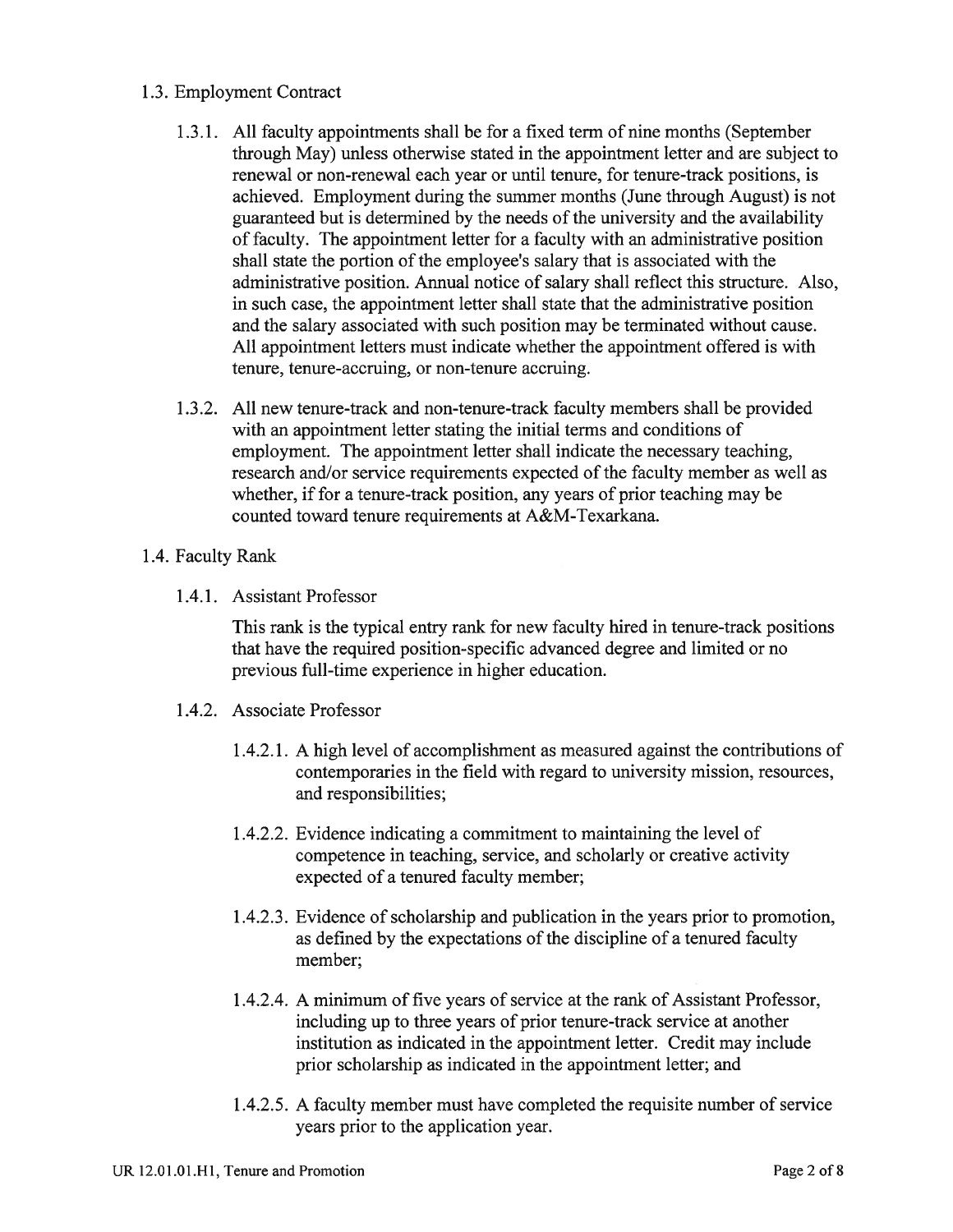## 1.3. Employment Contract

1.3.1. All faculty appointments shall be for a fixed term of nine months (September through May) unless otherwise stated in the appointment letter and are subject to renewal or non-renewal each year or until tenure, for tenure-track positions, is achieved. Employment during the summer months (June through August) is not guaranteed but is determined by the needs of the university and the availability of faculty. The appointment letter for a faculty with an administrative position shall state the portion of the employee's salary that is associated with the administrative position. Annual notice of salary shall reflect this structure. Also, in such case, the appointment letter shall state that the administrative position and the salary associated with such position may be terminated without cause. All appointment letters must indicate whether the appointment offered is with tenure, tenure-accruing, or non-tenure accruing.

1.3.2. All new tenure-track and non-tenure-track faculty members shall be provided with an appointment letter stating the initial terms and conditions of employment. The appointment letter shall indicate the necessary teaching, research and/or service requirements expected of the faculty member as well as whether, if for a tenure-track position, any years of prior teaching may be counted toward tenure requirements at A&M-Texarkana.

## 1.4. Faculty Rank

### 1.4.1. Assistant Professor

This rank is the typical entry rank for new faculty hired in tenure-track positions that have the required position-specific advanced degree and limited or no previous full-time experience in higher education.

### 1.4.2. Associate Professor

1.4.2.1. A high level of accomplishment as measured against the contributions of contemporaries in the field with regard to university mission, resources, and responsibilities;

1.4.2.2. Evidence indicating a commitment to maintaining the level of competence in teaching, service, and scholarly or creative activity expected of a tenured faculty member;

1.4.2.3. Evidence of scholarship and publication in the years prior to promotion, as defined by the expectations of the discipline of a tenured faculty member;

1.4.2.4. A minimum of five years of service at the rank of Assistant Professor, including up to three years of prior tenure-track service at another institution as indicated in the appointment letter. Credit may include prior scholarship as indicated in the appointment letter; and

1.4.2.5. A faculty member must have completed the requisite number of service years prior to the application year.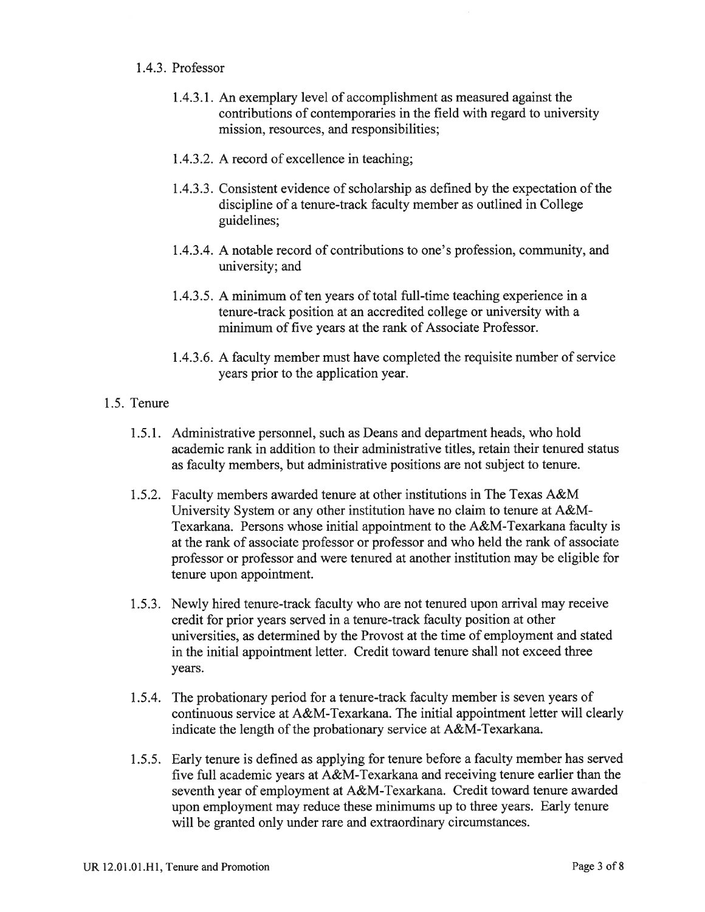1.4.3. Professor

1.4.3.1. An exemplary level of accomplishment as measured against the contributions of contemporaries in the field with regard to university mission, resources, and responsibilities;

1.4.3.2. A record of excellence in teaching;

1.4.3.3. Consistent evidence of scholarship as defined by the expectation of the discipline of a tenure-track faculty member as outlined in College guidelines;

1.4.3.4. A notable record of contributions to one's profession, community, and university; and

1.4.3.5. A minimum of ten years of total full-time teaching experience in a tenure-track position at an accredited college or university with a minimum of five years at the rank of Associate Professor.

1.4.3.6. A faculty member must have completed the requisite number of service years prior to the application year.

1.5. Tenure

1.5.1. Administrative personnel, such as Deans and department heads, who hold academic rank in addition to their administrative titles, retain their tenured status as faculty members, but administrative positions are not subject to tenure.

1.5.2. Faculty members awarded tenure at other institutions in The Texas A&M University System or any other institution have no claim to tenure at A&M-Texarkana. Persons whose initial appointment to the A&M-Texarkana faculty is at the rank of associate professor or professor and who held the rank of associate professor or professor and were tenured at another institution may be eligible for tenure upon appointment.

1.5.3. Newly hired tenure-track faculty who are not tenured upon arrival may receive credit for prior years served in a tenure-track faculty position at other universities, as determined by the Provost at the time of employment and stated in the initial appointment letter. Credit toward tenure shall not exceed three years.

1.5.4. The probationary period for a tenure-track faculty member is seven years of continuous service at A&M-Texarkana. The initial appointment letter will clearly indicate the length of the probationary service at A&M-Texarkana.

1.5.5. Early tenure is defined as applying for tenure before a faculty member has served five full academic years at A&M-Texarkana and receiving tenure earlier than the seventh year of employment at A&M-Texarkana. Credit toward tenure awarded upon employment may reduce these minimums up to three years. Early tenure will be granted only under rare and extraordinary circumstances.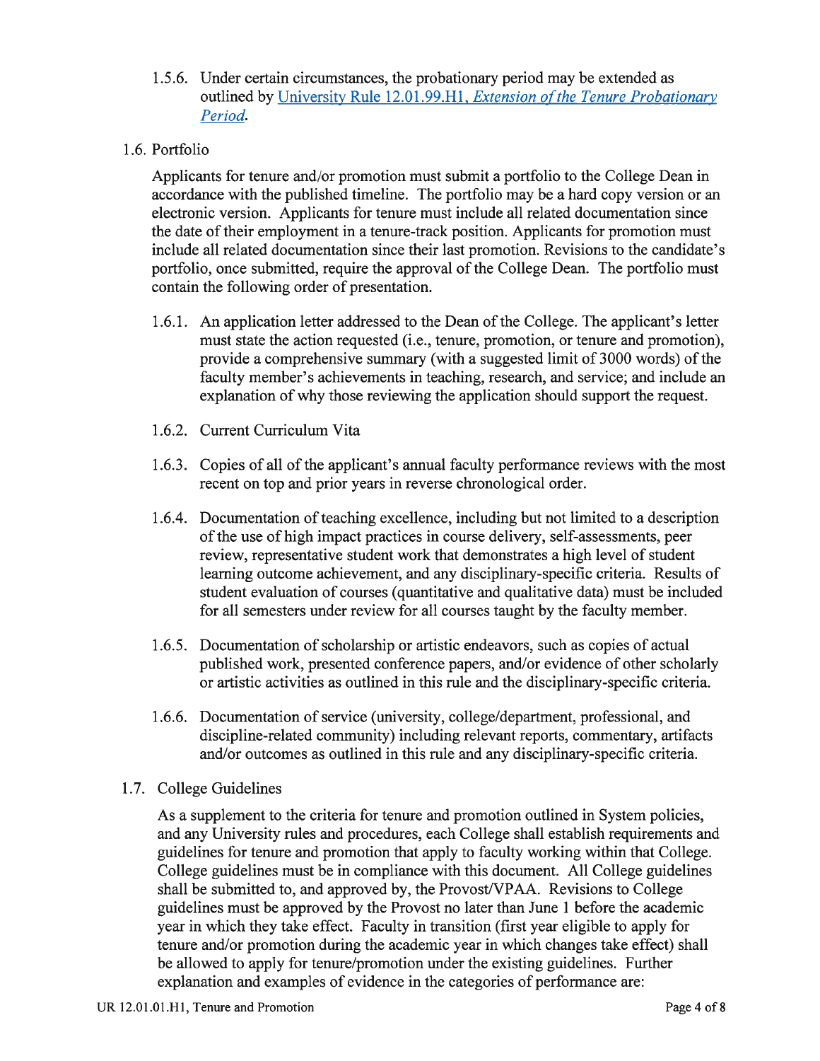1.5.6. Under certain circumstances, the probationary period may be extended as outlined by [University Rule 12.01.99.H1, *Extension of the Tenure Probationary Period*](#).

1.6. Portfolio

Applicants for tenure and/or promotion must submit a portfolio to the College Dean in accordance with the published timeline. The portfolio may be a hard copy version or an electronic version. Applicants for tenure must include all related documentation since the date of their employment in a tenure-track position. Applicants for promotion must include all related documentation since their last promotion. Revisions to the candidate's portfolio, once submitted, require the approval of the College Dean. The portfolio must contain the following order of presentation.

1.6.1. An application letter addressed to the Dean of the College. The applicant's letter must state the action requested (i.e., tenure, promotion, or tenure and promotion), provide a comprehensive summary (with a suggested limit of 3000 words) of the faculty member's achievements in teaching, research, and service; and include an explanation of why those reviewing the application should support the request.

1.6.2. Current Curriculum Vita

1.6.3. Copies of all of the applicant's annual faculty performance reviews with the most recent on top and prior years in reverse chronological order.

1.6.4. Documentation of teaching excellence, including but not limited to a description of the use of high impact practices in course delivery, self-assessments, peer review, representative student work that demonstrates a high level of student learning outcome achievement, and any disciplinary-specific criteria. Results of student evaluation of courses (quantitative and qualitative data) must be included for all semesters under review for all courses taught by the faculty member.

1.6.5. Documentation of scholarship or artistic endeavors, such as copies of actual published work, presented conference papers, and/or evidence of other scholarly or artistic activities as outlined in this rule and the disciplinary-specific criteria.

1.6.6. Documentation of service (university, college/department, professional, and discipline-related community) including relevant reports, commentary, artifacts and/or outcomes as outlined in this rule and any disciplinary-specific criteria.

1.7. College Guidelines

As a supplement to the criteria for tenure and promotion outlined in System policies, and any University rules and procedures, each College shall establish requirements and guidelines for tenure and promotion that apply to faculty working within that College. College guidelines must be in compliance with this document. All College guidelines shall be submitted to, and approved by, the Provost/VPAA. Revisions to College guidelines must be approved by the Provost no later than June 1 before the academic year in which they take effect. Faculty in transition (first year eligible to apply for tenure and/or promotion during the academic year in which changes take effect) shall be allowed to apply for tenure/promotion under the existing guidelines. Further explanation and examples of evidence in the categories of performance are: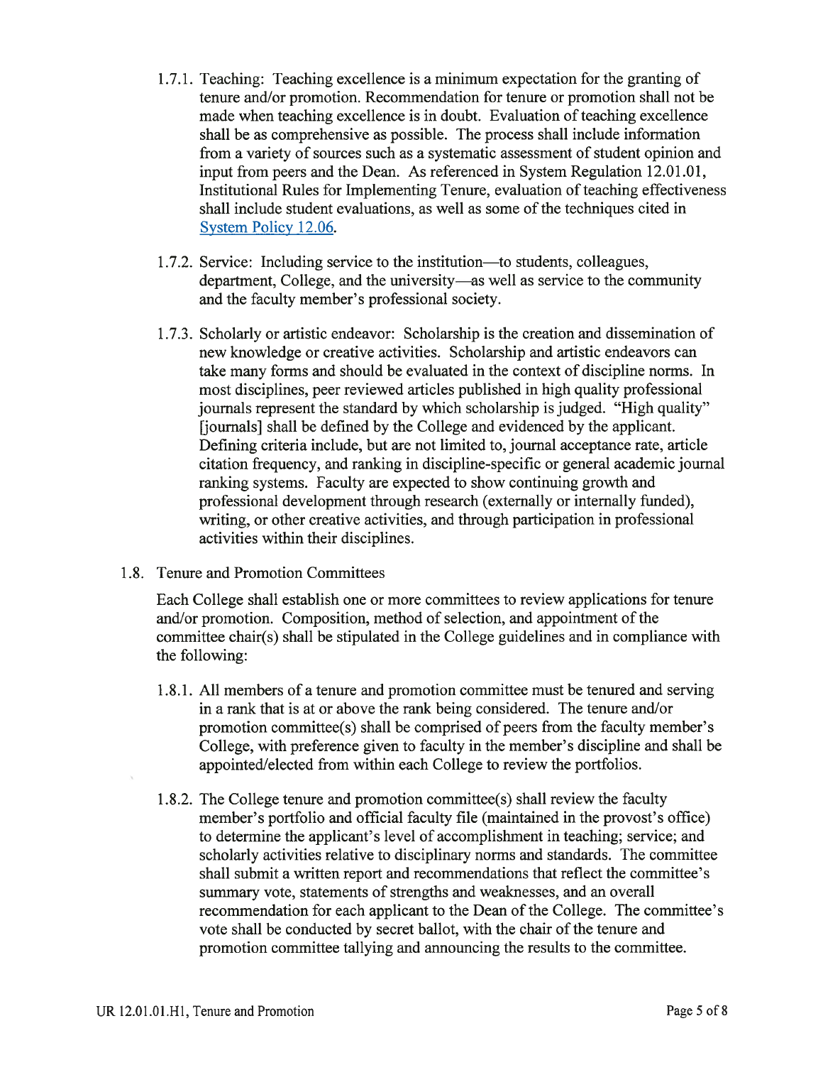1.7.1. Teaching: Teaching excellence is a minimum expectation for the granting of tenure and/or promotion. Recommendation for tenure or promotion shall not be made when teaching excellence is in doubt. Evaluation of teaching excellence shall be as comprehensive as possible. The process shall include information from a variety of sources such as a systematic assessment of student opinion and input from peers and the Dean. As referenced in System Regulation 12.01.01, Institutional Rules for Implementing Tenure, evaluation of teaching effectiveness shall include student evaluations, as well as some of the techniques cited in System Policy 12.06.

1.7.2. Service: Including service to the institution—to students, colleagues, department, College, and the university—as well as service to the community and the faculty member's professional society.

1.7.3. Scholarly or artistic endeavor: Scholarship is the creation and dissemination of new knowledge or creative activities. Scholarship and artistic endeavors can take many forms and should be evaluated in the context of discipline norms. In most disciplines, peer reviewed articles published in high quality professional journals represent the standard by which scholarship is judged. "High quality" [journals] shall be defined by the College and evidenced by the applicant. Defining criteria include, but are not limited to, journal acceptance rate, article citation frequency, and ranking in discipline-specific or general academic journal ranking systems. Faculty are expected to show continuing growth and professional development through research (externally or internally funded), writing, or other creative activities, and through participation in professional activities within their disciplines.

1.8. Tenure and Promotion Committees

Each College shall establish one or more committees to review applications for tenure and/or promotion. Composition, method of selection, and appointment of the committee chair(s) shall be stipulated in the College guidelines and in compliance with the following:

1.8.1. All members of a tenure and promotion committee must be tenured and serving in a rank that is at or above the rank being considered. The tenure and/or promotion committee(s) shall be comprised of peers from the faculty member's College, with preference given to faculty in the member's discipline and shall be appointed/elected from within each College to review the portfolios.

1.8.2. The College tenure and promotion committee(s) shall review the faculty member's portfolio and official faculty file (maintained in the provost's office) to determine the applicant's level of accomplishment in teaching; service; and scholarly activities relative to disciplinary norms and standards. The committee shall submit a written report and recommendations that reflect the committee's summary vote, statements of strengths and weaknesses, and an overall recommendation for each applicant to the Dean of the College. The committee's vote shall be conducted by secret ballot, with the chair of the tenure and promotion committee tallying and announcing the results to the committee.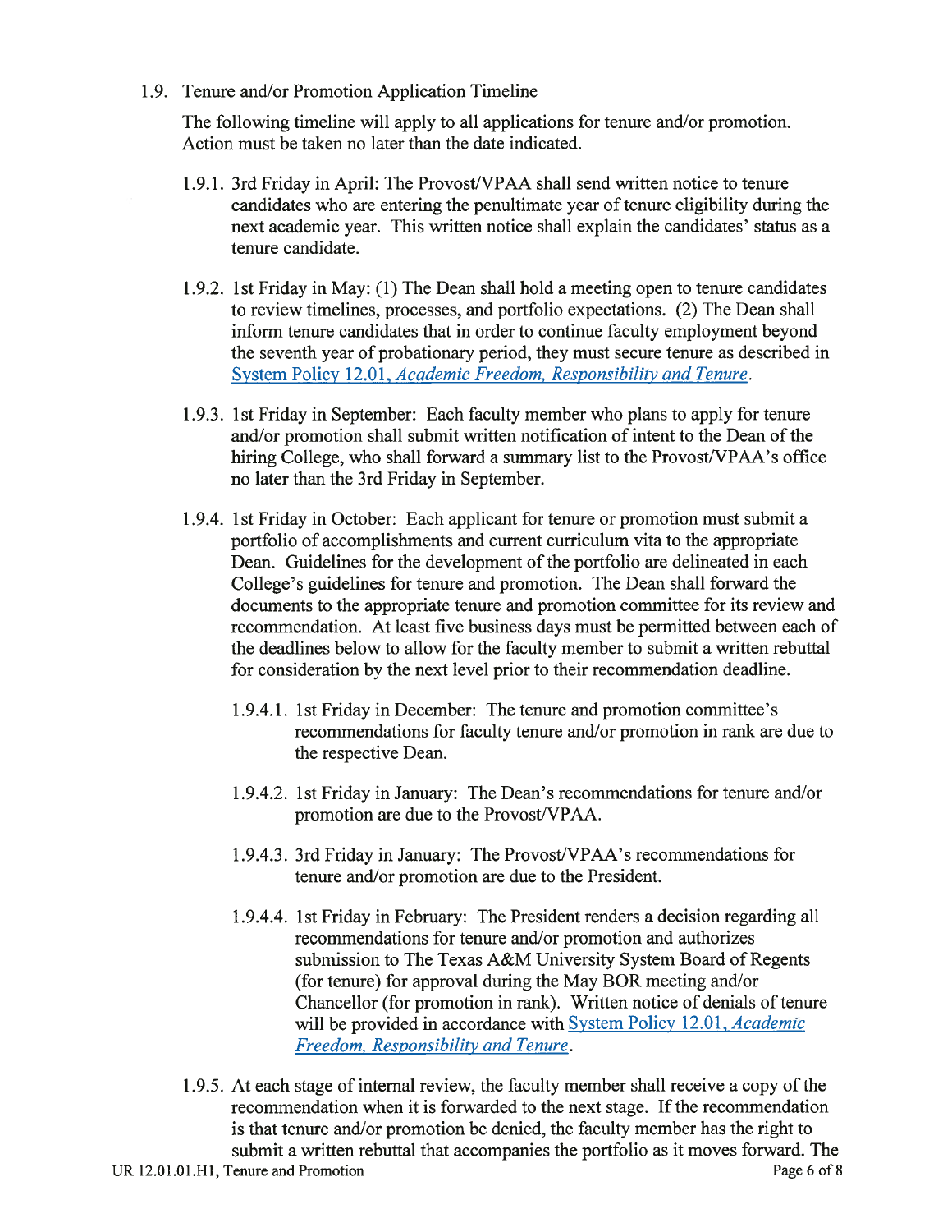1.9. Tenure and/or Promotion Application Timeline

The following timeline will apply to all applications for tenure and/or promotion. Action must be taken no later than the date indicated.

1.9.1. 3rd Friday in April: The Provost/VPAA shall send written notice to tenure candidates who are entering the penultimate year of tenure eligibility during the next academic year. This written notice shall explain the candidates' status as a tenure candidate.

1.9.2. 1st Friday in May: (1) The Dean shall hold a meeting open to tenure candidates to review timelines, processes, and portfolio expectations. (2) The Dean shall inform tenure candidates that in order to continue faculty employment beyond the seventh year of probationary period, they must secure tenure as described in System Policy 12.01, *Academic Freedom, Responsibility and Tenure*.

1.9.3. 1st Friday in September: Each faculty member who plans to apply for tenure and/or promotion shall submit written notification of intent to the Dean of the hiring College, who shall forward a summary list to the Provost/VPAA's office no later than the 3rd Friday in September.

1.9.4. 1st Friday in October: Each applicant for tenure or promotion must submit a portfolio of accomplishments and current curriculum vita to the appropriate Dean. Guidelines for the development of the portfolio are delineated in each College's guidelines for tenure and promotion. The Dean shall forward the documents to the appropriate tenure and promotion committee for its review and recommendation. At least five business days must be permitted between each of the deadlines below to allow for the faculty member to submit a written rebuttal for consideration by the next level prior to their recommendation deadline.

1.9.4.1. 1st Friday in December: The tenure and promotion committee's recommendations for faculty tenure and/or promotion in rank are due to the respective Dean.

1.9.4.2. 1st Friday in January: The Dean's recommendations for tenure and/or promotion are due to the Provost/VPAA.

1.9.4.3. 3rd Friday in January: The Provost/VPAA's recommendations for tenure and/or promotion are due to the President.

1.9.4.4. 1st Friday in February: The President renders a decision regarding all recommendations for tenure and/or promotion and authorizes submission to The Texas A&M University System Board of Regents (for tenure) for approval during the May BOR meeting and/or Chancellor (for promotion in rank). Written notice of denials of tenure will be provided in accordance with System Policy 12.01, *Academic Freedom, Responsibility and Tenure*.

1.9.5. At each stage of internal review, the faculty member shall receive a copy of the recommendation when it is forwarded to the next stage. If the recommendation is that tenure and/or promotion be denied, the faculty member has the right to submit a written rebuttal that accompanies the portfolio as it moves forward. The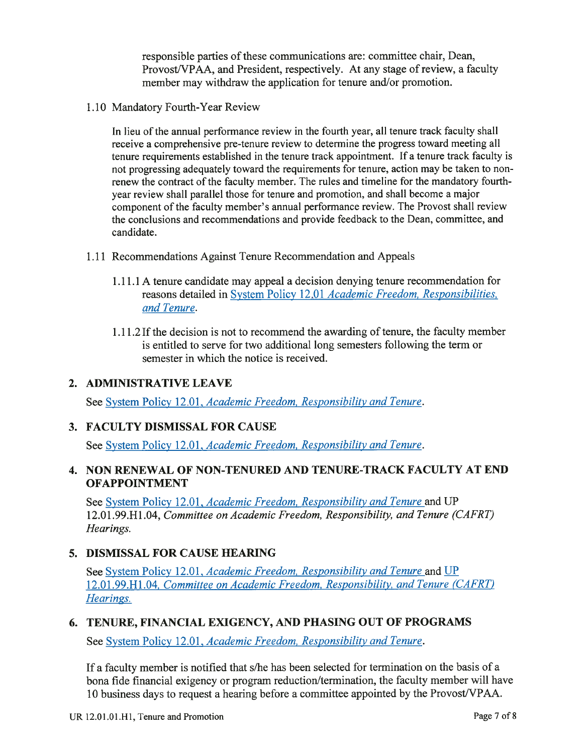responsible parties of these communications are: committee chair, Dean, Provost/VPAA, and President, respectively. At any stage of review, a faculty member may withdraw the application for tenure and/or promotion.

1.10 Mandatory Fourth-Year Review

In lieu of the annual performance review in the fourth year, all tenure track faculty shall receive a comprehensive pre-tenure review to determine the progress toward meeting all tenure requirements established in the tenure track appointment. If a tenure track faculty is not progressing adequately toward the requirements for tenure, action may be taken to non-renew the contract of the faculty member. The rules and timeline for the mandatory fourth-year review shall parallel those for tenure and promotion, and shall become a major component of the faculty member's annual performance review. The Provost shall review the conclusions and recommendations and provide feedback to the Dean, committee, and candidate.

1.11 Recommendations Against Tenure Recommendation and Appeals

1.11.1 A tenure candidate may appeal a decision denying tenure recommendation for reasons detailed in System Policy 12.01 *Academic Freedom, Responsibilities, and Tenure*.

1.11.2 If the decision is not to recommend the awarding of tenure, the faculty member is entitled to serve for two additional long semesters following the term or semester in which the notice is received.

## 2. ADMINISTRATIVE LEAVE

See System Policy 12.01, *Academic Freedom, Responsibility and Tenure*.

## 3. FACULTY DISMISSAL FOR CAUSE

See System Policy 12.01, *Academic Freedom, Responsibility and Tenure*.

## 4. NON RENEWAL OF NON-TENURED AND TENURE-TRACK FACULTY AT END OFAPPOINTMENT

See System Policy 12.01, *Academic Freedom, Responsibility and Tenure* and UP 12.01.99.H1.04, *Committee on Academic Freedom, Responsibility, and Tenure (CAFRT) Hearings.*

## 5. DISMISSAL FOR CAUSE HEARING

See System Policy 12.01, *Academic Freedom, Responsibility and Tenure* and UP 12.01.99.H1.04, *Committee on Academic Freedom, Responsibility, and Tenure (CAFRT) Hearings.*

## 6. TENURE, FINANCIAL EXIGENCY, AND PHASING OUT OF PROGRAMS

See System Policy 12.01, *Academic Freedom, Responsibility and Tenure*.

If a faculty member is notified that s/he has been selected for termination on the basis of a bona fide financial exigency or program reduction/termination, the faculty member will have 10 business days to request a hearing before a committee appointed by the Provost/VPAA.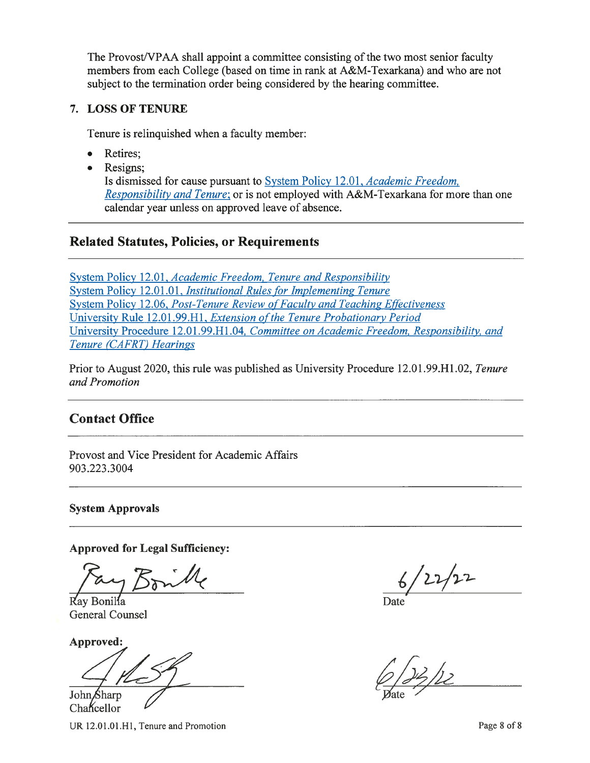The Provost/VPAA shall appoint a committee consisting of the two most senior faculty members from each College (based on time in rank at A&M-Texarkana) and who are not subject to the termination order being considered by the hearing committee.

### 7. LOSS OF TENURE

Tenure is relinquished when a faculty member:

- Retires;
- Resigns;
  Is dismissed for cause pursuant to System Policy 12.01, *Academic Freedom, Responsibility and Tenure*; or is not employed with A&M-Texarkana for more than one calendar year unless on approved leave of absence.

## Related Statutes, Policies, or Requirements

System Policy 12.01, *Academic Freedom, Tenure and Responsibility*
System Policy 12.01.01, *Institutional Rules for Implementing Tenure*
System Policy 12.06, *Post-Tenure Review of Faculty and Teaching Effectiveness*
University Rule 12.01.99.H1, *Extension of the Tenure Probationary Period*
University Procedure 12.01.99.H1.04, *Committee on Academic Freedom, Responsibility, and Tenure (CAFRT) Hearings*

Prior to August 2020, this rule was published as University Procedure 12.01.99.H1.02, *Tenure and Promotion*

## Contact Office

Provost and Vice President for Academic Affairs
903.223.3004

**System Approvals**

**Approved for Legal Sufficiency:**

Ray Bonilla
General Counsel

Date: 6/22/22

**Approved:**

John Sharp
Chancellor

Date: 6/23/22

UR 12.01.01.H1, Tenure and Promotion